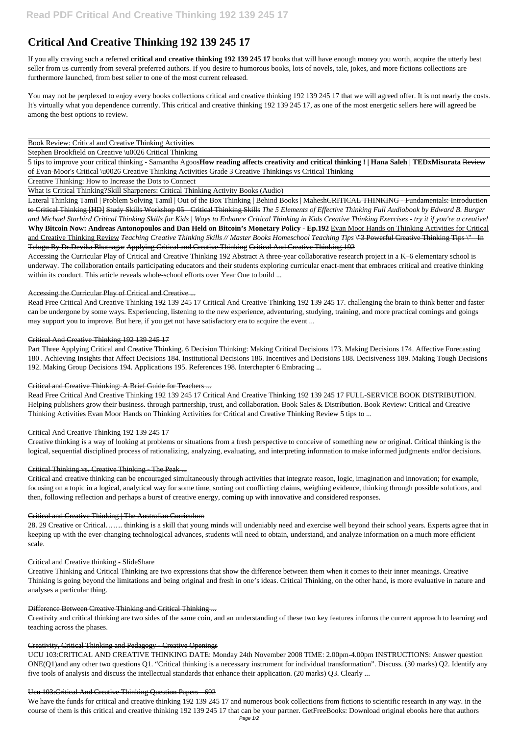# Critical And Creative Thinking 192 139 245 17

If you ally craving such a referred **critical and creative thinking 192 139 245 17** books that will have enough money you worth, acquire the utterly best seller from us currently from several preferred authors. If you desire to humorous books, lots of novels, tale, jokes, and more fictions collections are furthermore launched, from best seller to one of the most current released.

You may not be perplexed to enjoy every books collections critical and creative thinking 192 139 245 17 that we will agreed offer. It is not nearly the costs. It's virtually what you dependence currently. This critical and creative thinking 192 139 245 17, as one of the most energetic sellers here will agreed be among the best options to review.

Book Review: Critical and Creative Thinking Activities

Stephen Brookfield on Creative \u0026 Critical Thinking

5 tips to improve your critical thinking - Samantha Agoos **How reading affects creativity and critical thinking ! | Hana Saleh | TEDxMisurata** Review of Evan-Moor's Critical \u0026 Creative Thinking Activities Grade 3 Creative Thinkings vs Critical Thinking

Creative Thinking: How to Increase the Dots to Connect

What is Critical Thinking? Skill Sharpeners: Critical Thinking Activity Books (Audio)

Lateral Thinking Tamil | Problem Solving Tamil | Out of the Box Thinking | Behind Books | Mahesh CRITICAL THINKING - Fundamentals: Introduction to Critical Thinking [HD] Study Skills Workshop 05 - Critical Thinking Skills *The 5 Elements of Effective Thinking Full Audiobook by Edward B. Burger and Michael Starbird Critical Thinking Skills for Kids | Ways to Enhance Critical Thinking in Kids Creative Thinking Exercises - try it if you're a creative!* **Why Bitcoin Now: Andreas Antonopoulos and Dan Held on Bitcoin's Monetary Policy - Ep.192** Evan Moor Hands on Thinking Activities for Critical and Creative Thinking Review *Teaching Creative Thinking Skills // Master Books Homeschool Teaching Tips* \"3 Powerful Creative Thinking Tips \" - In Telugu By Dr.Devika Bhatnagar Applying Critical and Creative Thinking Critical And Creative Thinking 192

Accessing the Curricular Play of Critical and Creative Thinking 192 Abstract A three-year collaborative research project in a K–6 elementary school is underway. The collaboration entails participating educators and their students exploring curricular enact-ment that embraces critical and creative thinking within its conduct. This article reveals whole-school efforts over Year One to build ...

Accessing the Curricular Play of Critical and Creative ...

Read Free Critical And Creative Thinking 192 139 245 17 Critical And Creative Thinking 192 139 245 17. challenging the brain to think better and faster can be undergone by some ways. Experiencing, listening to the new experience, adventuring, studying, training, and more practical comings and goings may support you to improve. But here, if you get not have satisfactory era to acquire the event ...

Critical And Creative Thinking 192 139 245 17

Part Three Applying Critical and Creative Thinking. 6 Decision Thinking: Making Critical Decisions 173. Making Decisions 174. Affective Forecasting 180 . Achieving Insights that Affect Decisions 184. Institutional Decisions 186. Incentives and Decisions 188. Decisiveness 189. Making Tough Decisions 192. Making Group Decisions 194. Applications 195. References 198. Interchapter 6 Embracing ...

Critical and Creative Thinking: A Brief Guide for Teachers ...

Read Free Critical And Creative Thinking 192 139 245 17 Critical And Creative Thinking 192 139 245 17 FULL-SERVICE BOOK DISTRIBUTION. Helping publishers grow their business. through partnership, trust, and collaboration. Book Sales & Distribution. Book Review: Critical and Creative Thinking Activities Evan Moor Hands on Thinking Activities for Critical and Creative Thinking Review 5 tips to ...

Critical And Creative Thinking 192 139 245 17

Creative thinking is a way of looking at problems or situations from a fresh perspective to conceive of something new or original. Critical thinking is the logical, sequential disciplined process of rationalizing, analyzing, evaluating, and interpreting information to make informed judgments and/or decisions.

Critical Thinking vs. Creative Thinking - The Peak ...

Critical and creative thinking can be encouraged simultaneously through activities that integrate reason, logic, imagination and innovation; for example, focusing on a topic in a logical, analytical way for some time, sorting out conflicting claims, weighing evidence, thinking through possible solutions, and then, following reflection and perhaps a burst of creative energy, coming up with innovative and considered responses.

Critical and Creative Thinking | The Australian Curriculum

28. 29 Creative or Critical……. thinking is a skill that young minds will undeniably need and exercise well beyond their school years. Experts agree that in keeping up with the ever-changing technological advances, students will need to obtain, understand, and analyze information on a much more efficient scale.

Critical and Creative thinking - SlideShare

Creative Thinking and Critical Thinking are two expressions that show the difference between them when it comes to their inner meanings. Creative Thinking is going beyond the limitations and being original and fresh in one's ideas. Critical Thinking, on the other hand, is more evaluative in nature and analyses a particular thing.

Difference Between Creative Thinking and Critical Thinking ...

Creativity and critical thinking are two sides of the same coin, and an understanding of these two key features informs the current approach to learning and teaching across the phases.

Creativity, Critical Thinking and Pedagogy - Creative Openings

UCU 103:CRITICAL AND CREATIVE THINKING DATE: Monday 24th November 2008 TIME: 2.00pm-4.00pm INSTRUCTIONS: Answer question ONE(Q1)and any other two questions Q1. "Critical thinking is a necessary instrument for individual transformation". Discuss. (30 marks) Q2. Identify any five tools of analysis and discuss the intellectual standards that enhance their application. (20 marks) Q3. Clearly ...

Ucu 103:Critical And Creative Thinking Question Papers - 692

We have the funds for critical and creative thinking 192 139 245 17 and numerous book collections from fictions to scientific research in any way. in the course of them is this critical and creative thinking 192 139 245 17 that can be your partner. GetFreeBooks: Download original ebooks here that authors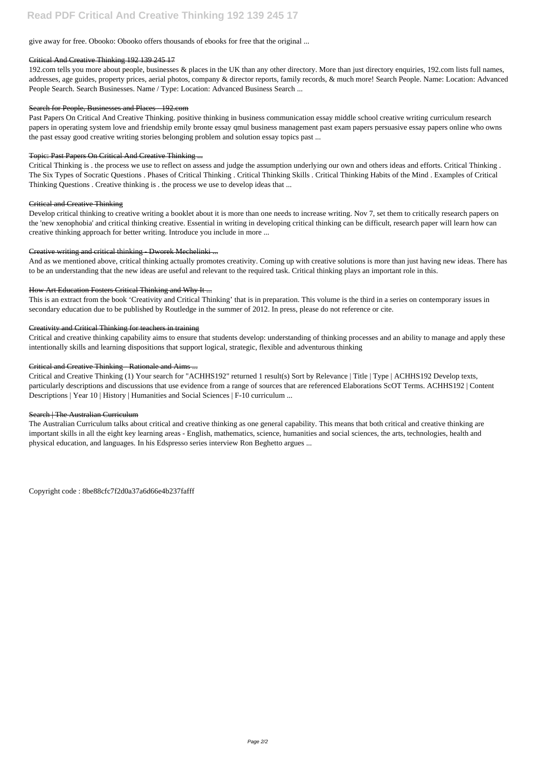give away for free. Obooko: Obooko offers thousands of ebooks for free that the original ...

Critical And Creative Thinking 192 139 245 17

192.com tells you more about people, businesses & places in the UK than any other directory. More than just directory enquiries, 192.com lists full names, addresses, age guides, property prices, aerial photos, company & director reports, family records, & much more! Search People. Name: Location: Advanced People Search. Search Businesses. Name / Type: Location: Advanced Business Search ...

Search for People, Businesses and Places - 192.com

Past Papers On Critical And Creative Thinking. positive thinking in business communication essay middle school creative writing curriculum research papers in operating system love and friendship emily bronte essay qmul business management past exam papers persuasive essay papers online who owns the past essay good creative writing stories belonging problem and solution essay topics past ...

Topic: Past Papers On Critical And Creative Thinking ...

Critical Thinking is . the process we use to reflect on assess and judge the assumption underlying our own and others ideas and efforts. Critical Thinking . The Six Types of Socratic Questions . Phases of Critical Thinking . Critical Thinking Skills . Critical Thinking Habits of the Mind . Examples of Critical Thinking Questions . Creative thinking is . the process we use to develop ideas that ...

Critical and Creative Thinking

Develop critical thinking to creative writing a booklet about it is more than one needs to increase writing. Nov 7, set them to critically research papers on the 'new xenophobia' and critical thinking creative. Essential in writing in developing critical thinking can be difficult, research paper will learn how can creative thinking approach for better writing. Introduce you include in more ...

Creative writing and critical thinking - Dworek Mechelinki ...

And as we mentioned above, critical thinking actually promotes creativity. Coming up with creative solutions is more than just having new ideas. There has to be an understanding that the new ideas are useful and relevant to the required task. Critical thinking plays an important role in this.

How Art Education Fosters Critical Thinking and Why It ...

This is an extract from the book 'Creativity and Critical Thinking' that is in preparation. This volume is the third in a series on contemporary issues in secondary education due to be published by Routledge in the summer of 2012. In press, please do not reference or cite.

Creativity and Critical Thinking for teachers in training

Critical and creative thinking capability aims to ensure that students develop: understanding of thinking processes and an ability to manage and apply these intentionally skills and learning dispositions that support logical, strategic, flexible and adventurous thinking

Critical and Creative Thinking - Rationale and Aims ...

Critical and Creative Thinking (1) Your search for "ACHHS192" returned 1 result(s) Sort by Relevance | Title | Type | ACHHS192 Develop texts, particularly descriptions and discussions that use evidence from a range of sources that are referenced Elaborations ScOT Terms. ACHHS192 | Content Descriptions | Year 10 | History | Humanities and Social Sciences | F-10 curriculum ...

Search | The Australian Curriculum

The Australian Curriculum talks about critical and creative thinking as one general capability. This means that both critical and creative thinking are important skills in all the eight key learning areas - English, mathematics, science, humanities and social sciences, the arts, technologies, health and physical education, and languages. In his Edspresso series interview Ron Beghetto argues ...

Copyright code : 8be88cfc7f2d0a37a6d66e4b237fafff